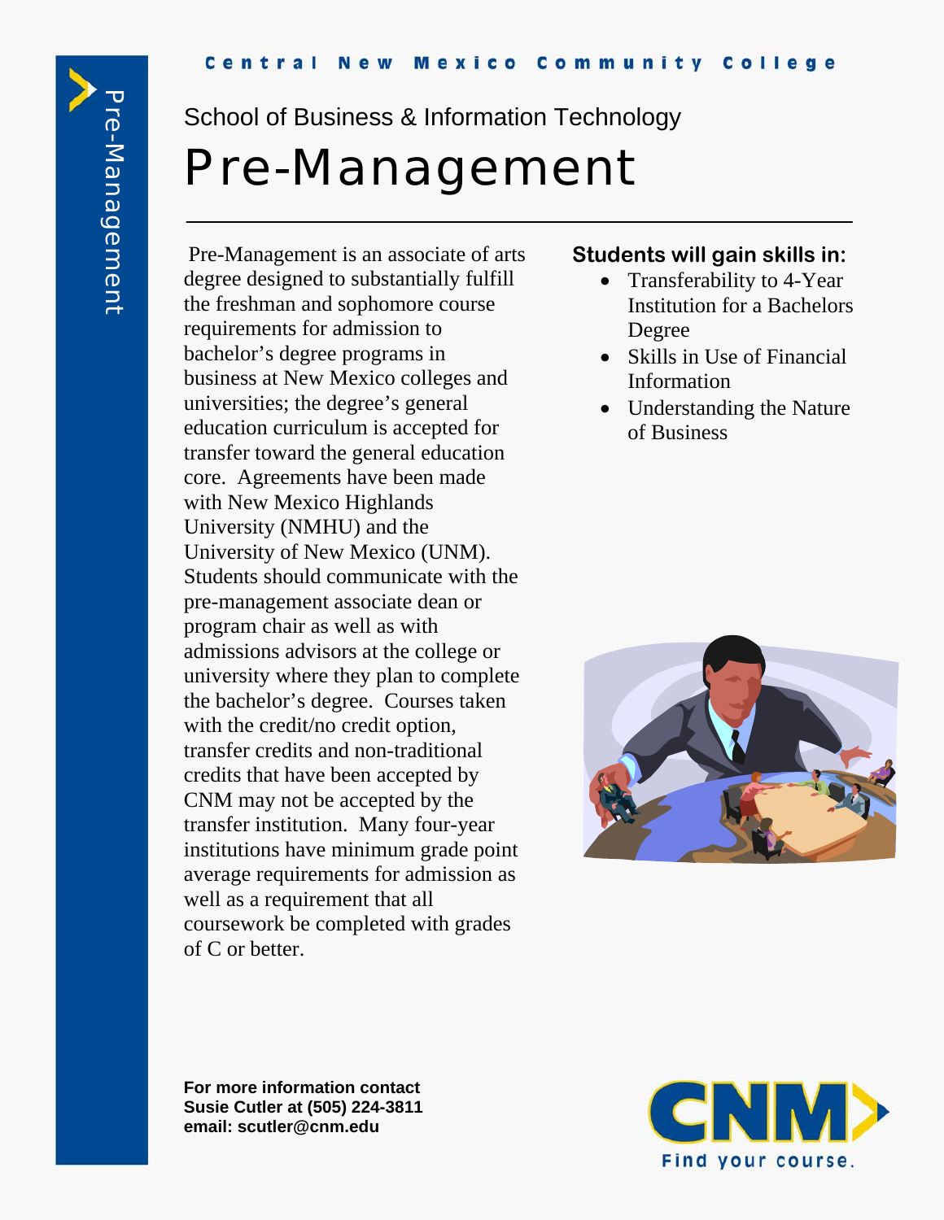Central New Mexico Community College

School of Business & Information Technology

# Pre-Management

Pre-Management is an associate of arts degree designed to substantially fulfill the freshman and sophomore course requirements for admission to bachelor's degree programs in business at New Mexico colleges and universities; the degree's general education curriculum is accepted for transfer toward the general education core. Agreements have been made with New Mexico Highlands University (NMHU) and the University of New Mexico (UNM). Students should communicate with the pre-management associate dean or program chair as well as with admissions advisors at the college or university where they plan to complete the bachelor's degree. Courses taken with the credit/no credit option, transfer credits and non-traditional credits that have been accepted by CNM may not be accepted by the transfer institution. Many four-year institutions have minimum grade point average requirements for admission as well as a requirement that all coursework be completed with grades of C or better.

**Students will gain skills in:**

- Transferability to 4-Year Institution for a Bachelors Degree
- Skills in Use of Financial Information
- Understanding the Nature of Business

**For more information contact**
**Susie Cutler at (505) 224-3811**
**email: scutler@cnm.edu**

CNM
Find your course.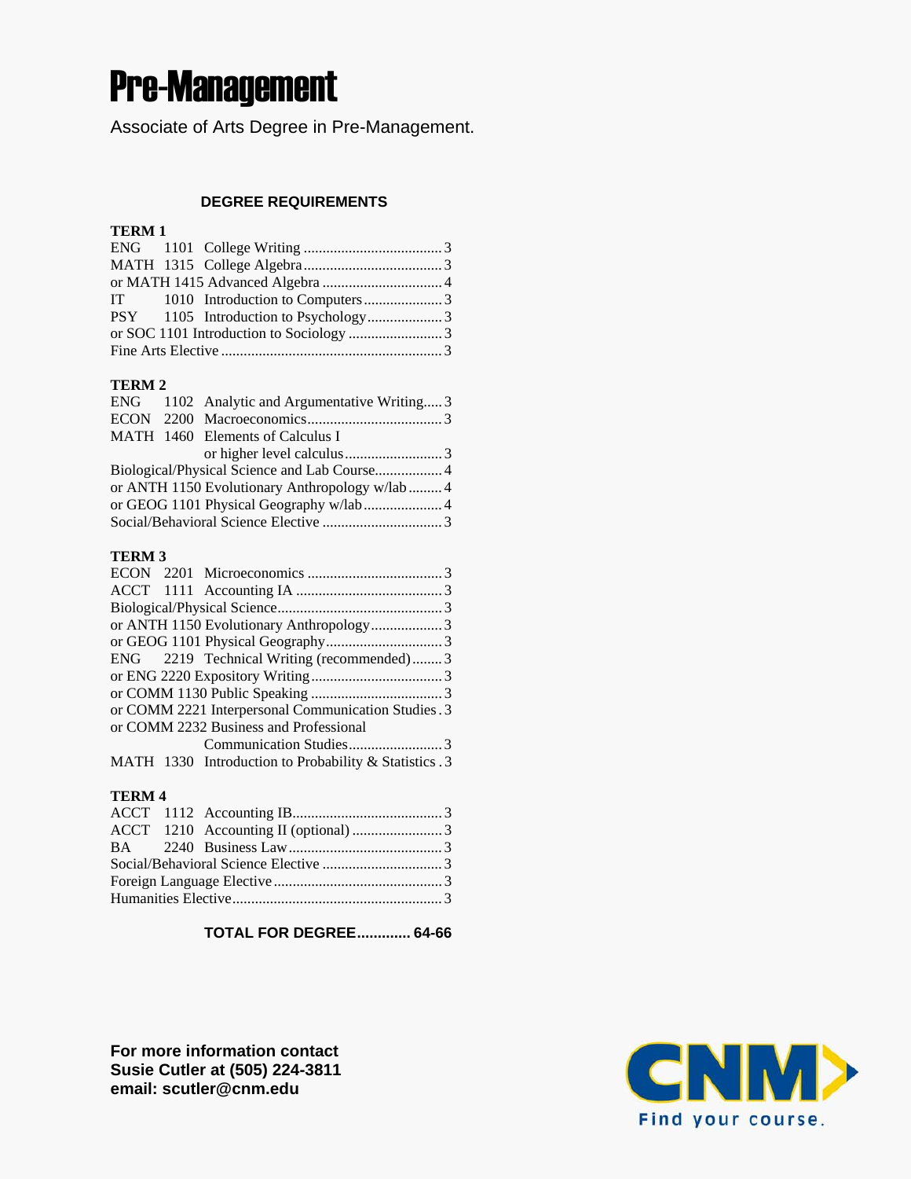# Pre-Management

Associate of Arts Degree in Pre-Management.

### DEGREE REQUIREMENTS

**TERM 1**

ENG 1101 College Writing ..................................... 3
MATH 1315 College Algebra ..................................... 3
or MATH 1415 Advanced Algebra ................................ 4
IT 1010 Introduction to Computers ..................... 3
PSY 1105 Introduction to Psychology .................... 3
or SOC 1101 Introduction to Sociology ......................... 3
Fine Arts Elective .......................................................... 3

**TERM 2**

ENG 1102 Analytic and Argumentative Writing..... 3
ECON 2200 Macroeconomics .................................... 3
MATH 1460 Elements of Calculus I
or higher level calculus .......................... 3
Biological/Physical Science and Lab Course.................. 4
or ANTH 1150 Evolutionary Anthropology w/lab ......... 4
or GEOG 1101 Physical Geography w/lab ..................... 4
Social/Behavioral Science Elective ................................ 3

**TERM 3**

ECON 2201 Microeconomics .................................... 3
ACCT 1111 Accounting IA ....................................... 3
Biological/Physical Science ............................................ 3
or ANTH 1150 Evolutionary Anthropology ................... 3
or GEOG 1101 Physical Geography ............................... 3
ENG 2219 Technical Writing (recommended) ........ 3
or ENG 2220 Expository Writing ................................... 3
or COMM 1130 Public Speaking ................................... 3
or COMM 2221 Interpersonal Communication Studies . 3
or COMM 2232 Business and Professional
Communication Studies ......................... 3
MATH 1330 Introduction to Probability & Statistics . 3

**TERM 4**

ACCT 1112 Accounting IB ........................................ 3
ACCT 1210 Accounting II (optional) ........................ 3
BA 2240 Business Law ......................................... 3
Social/Behavioral Science Elective ................................ 3
Foreign Language Elective ............................................. 3
Humanities Elective ........................................................ 3

**TOTAL FOR DEGREE............. 64-66**

**For more information contact**
**Susie Cutler at (505) 224-3811**
**email: scutler@cnm.edu**

CNM
Find your course.